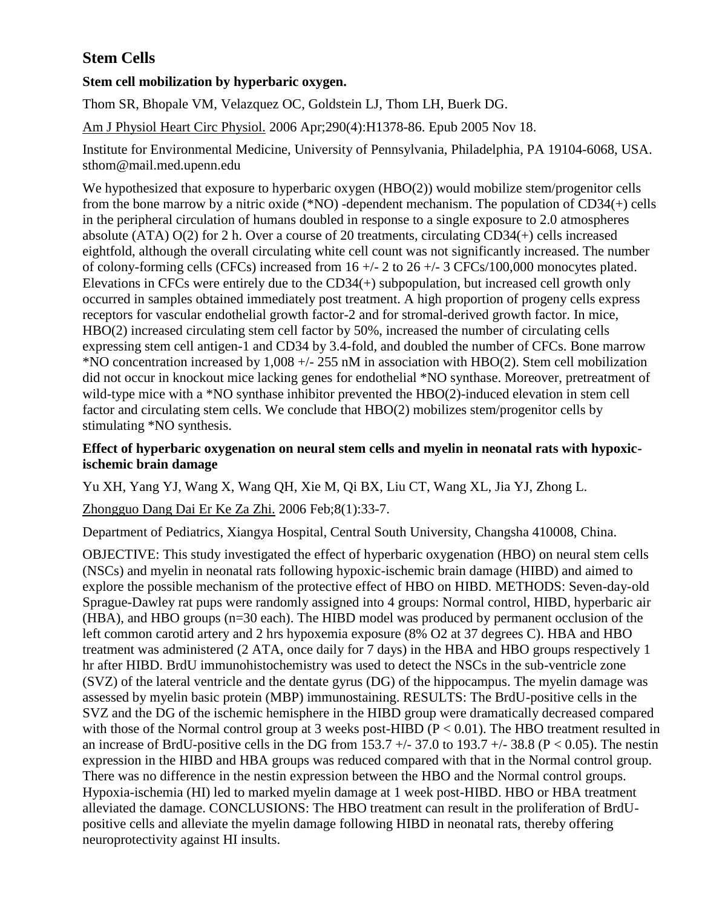## Stem Cells

### Stem cell mobilization by hyperbaric oxygen.

Thom SR, Bhopale VM, Velazquez OC, Goldstein LJ, Thom LH, Buerk DG.

Am J Physiol Heart Circ Physiol. 2006 Apr;290(4):H1378-86. Epub 2005 Nov 18.

Institute for Environmental Medicine, University of Pennsylvania, Philadelphia, PA 19104-6068, USA. sthom@mail.med.upenn.edu

We hypothesized that exposure to hyperbaric oxygen (HBO(2)) would mobilize stem/progenitor cells from the bone marrow by a nitric oxide (*NO) -dependent mechanism. The population of CD34(+) cells in the peripheral circulation of humans doubled in response to a single exposure to 2.0 atmospheres absolute (ATA) O(2) for 2 h. Over a course of 20 treatments, circulating CD34(+) cells increased eightfold, although the overall circulating white cell count was not significantly increased. The number of colony-forming cells (CFCs) increased from 16 +/- 2 to 26 +/- 3 CFCs/100,000 monocytes plated. Elevations in CFCs were entirely due to the CD34(+) subpopulation, but increased cell growth only occurred in samples obtained immediately post treatment. A high proportion of progeny cells express receptors for vascular endothelial growth factor-2 and for stromal-derived growth factor. In mice, HBO(2) increased circulating stem cell factor by 50%, increased the number of circulating cells expressing stem cell antigen-1 and CD34 by 3.4-fold, and doubled the number of CFCs. Bone marrow *NO concentration increased by 1,008 +/- 255 nM in association with HBO(2). Stem cell mobilization did not occur in knockout mice lacking genes for endothelial *NO synthase. Moreover, pretreatment of wild-type mice with a *NO synthase inhibitor prevented the HBO(2)-induced elevation in stem cell factor and circulating stem cells. We conclude that HBO(2) mobilizes stem/progenitor cells by stimulating *NO synthesis.

### Effect of hyperbaric oxygenation on neural stem cells and myelin in neonatal rats with hypoxic-ischemic brain damage

Yu XH, Yang YJ, Wang X, Wang QH, Xie M, Qi BX, Liu CT, Wang XL, Jia YJ, Zhong L.

Zhongguo Dang Dai Er Ke Za Zhi. 2006 Feb;8(1):33-7.

Department of Pediatrics, Xiangya Hospital, Central South University, Changsha 410008, China.

OBJECTIVE: This study investigated the effect of hyperbaric oxygenation (HBO) on neural stem cells (NSCs) and myelin in neonatal rats following hypoxic-ischemic brain damage (HIBD) and aimed to explore the possible mechanism of the protective effect of HBO on HIBD. METHODS: Seven-day-old Sprague-Dawley rat pups were randomly assigned into 4 groups: Normal control, HIBD, hyperbaric air (HBA), and HBO groups (n=30 each). The HIBD model was produced by permanent occlusion of the left common carotid artery and 2 hrs hypoxemia exposure (8% O2 at 37 degrees C). HBA and HBO treatment was administered (2 ATA, once daily for 7 days) in the HBA and HBO groups respectively 1 hr after HIBD. BrdU immunohistochemistry was used to detect the NSCs in the sub-ventricle zone (SVZ) of the lateral ventricle and the dentate gyrus (DG) of the hippocampus. The myelin damage was assessed by myelin basic protein (MBP) immunostaining. RESULTS: The BrdU-positive cells in the SVZ and the DG of the ischemic hemisphere in the HIBD group were dramatically decreased compared with those of the Normal control group at 3 weeks post-HIBD ($P < 0.01$). The HBO treatment resulted in an increase of BrdU-positive cells in the DG from 153.7 +/- 37.0 to 193.7 +/- 38.8 ($P < 0.05$). The nestin expression in the HIBD and HBA groups was reduced compared with that in the Normal control group. There was no difference in the nestin expression between the HBO and the Normal control groups. Hypoxia-ischemia (HI) led to marked myelin damage at 1 week post-HIBD. HBO or HBA treatment alleviated the damage. CONCLUSIONS: The HBO treatment can result in the proliferation of BrdU-positive cells and alleviate the myelin damage following HIBD in neonatal rats, thereby offering neuroprotectivity against HI insults.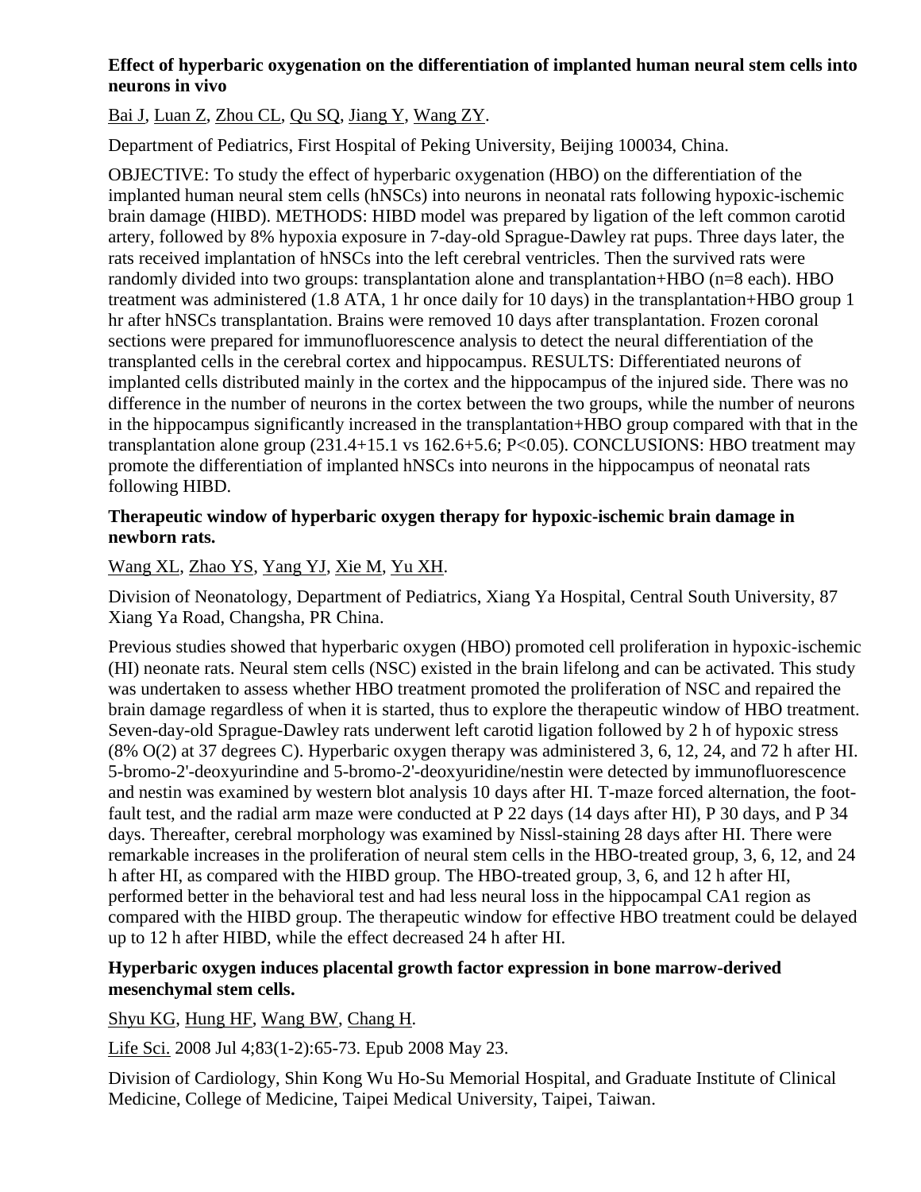**Effect of hyperbaric oxygenation on the differentiation of implanted human neural stem cells into neurons in vivo**

Bai J, Luan Z, Zhou CL, Qu SQ, Jiang Y, Wang ZY.

Department of Pediatrics, First Hospital of Peking University, Beijing 100034, China.

OBJECTIVE: To study the effect of hyperbaric oxygenation (HBO) on the differentiation of the implanted human neural stem cells (hNSCs) into neurons in neonatal rats following hypoxic-ischemic brain damage (HIBD). METHODS: HIBD model was prepared by ligation of the left common carotid artery, followed by 8% hypoxia exposure in 7-day-old Sprague-Dawley rat pups. Three days later, the rats received implantation of hNSCs into the left cerebral ventricles. Then the survived rats were randomly divided into two groups: transplantation alone and transplantation+HBO (n=8 each). HBO treatment was administered (1.8 ATA, 1 hr once daily for 10 days) in the transplantation+HBO group 1 hr after hNSCs transplantation. Brains were removed 10 days after transplantation. Frozen coronal sections were prepared for immunofluorescence analysis to detect the neural differentiation of the transplanted cells in the cerebral cortex and hippocampus. RESULTS: Differentiated neurons of implanted cells distributed mainly in the cortex and the hippocampus of the injured side. There was no difference in the number of neurons in the cortex between the two groups, while the number of neurons in the hippocampus significantly increased in the transplantation+HBO group compared with that in the transplantation alone group (231.4+15.1 vs 162.6+5.6; $P<0.05$). CONCLUSIONS: HBO treatment may promote the differentiation of implanted hNSCs into neurons in the hippocampus of neonatal rats following HIBD.

**Therapeutic window of hyperbaric oxygen therapy for hypoxic-ischemic brain damage in newborn rats.**

Wang XL, Zhao YS, Yang YJ, Xie M, Yu XH.

Division of Neonatology, Department of Pediatrics, Xiang Ya Hospital, Central South University, 87 Xiang Ya Road, Changsha, PR China.

Previous studies showed that hyperbaric oxygen (HBO) promoted cell proliferation in hypoxic-ischemic (HI) neonate rats. Neural stem cells (NSC) existed in the brain lifelong and can be activated. This study was undertaken to assess whether HBO treatment promoted the proliferation of NSC and repaired the brain damage regardless of when it is started, thus to explore the therapeutic window of HBO treatment. Seven-day-old Sprague-Dawley rats underwent left carotid ligation followed by 2 h of hypoxic stress (8% O(2) at 37 degrees C). Hyperbaric oxygen therapy was administered 3, 6, 12, 24, and 72 h after HI. 5-bromo-2'-deoxyurindine and 5-bromo-2'-deoxyuridine/nestin were detected by immunofluorescence and nestin was examined by western blot analysis 10 days after HI. T-maze forced alternation, the foot-fault test, and the radial arm maze were conducted at P 22 days (14 days after HI), P 30 days, and P 34 days. Thereafter, cerebral morphology was examined by Nissl-staining 28 days after HI. There were remarkable increases in the proliferation of neural stem cells in the HBO-treated group, 3, 6, 12, and 24 h after HI, as compared with the HIBD group. The HBO-treated group, 3, 6, and 12 h after HI, performed better in the behavioral test and had less neural loss in the hippocampal CA1 region as compared with the HIBD group. The therapeutic window for effective HBO treatment could be delayed up to 12 h after HIBD, while the effect decreased 24 h after HI.

**Hyperbaric oxygen induces placental growth factor expression in bone marrow-derived mesenchymal stem cells.**

Shyu KG, Hung HF, Wang BW, Chang H.

Life Sci. 2008 Jul 4;83(1-2):65-73. Epub 2008 May 23.

Division of Cardiology, Shin Kong Wu Ho-Su Memorial Hospital, and Graduate Institute of Clinical Medicine, College of Medicine, Taipei Medical University, Taipei, Taiwan.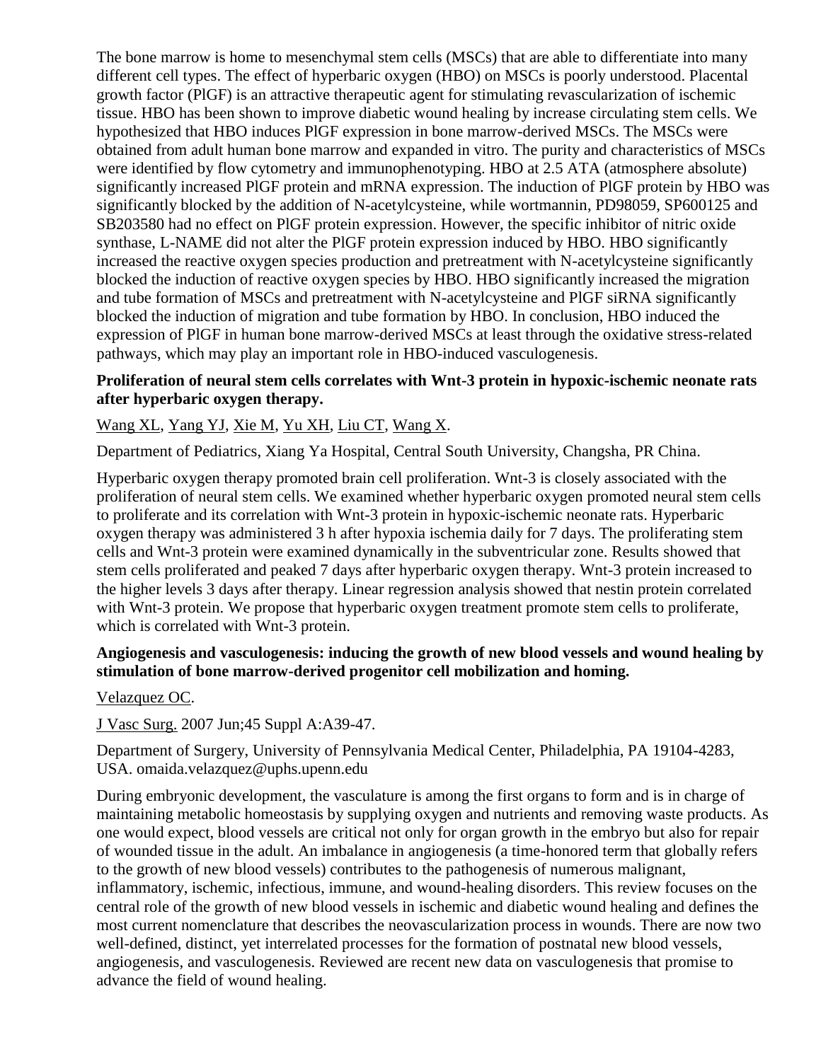The bone marrow is home to mesenchymal stem cells (MSCs) that are able to differentiate into many different cell types. The effect of hyperbaric oxygen (HBO) on MSCs is poorly understood. Placental growth factor (PlGF) is an attractive therapeutic agent for stimulating revascularization of ischemic tissue. HBO has been shown to improve diabetic wound healing by increase circulating stem cells. We hypothesized that HBO induces PlGF expression in bone marrow-derived MSCs. The MSCs were obtained from adult human bone marrow and expanded in vitro. The purity and characteristics of MSCs were identified by flow cytometry and immunophenotyping. HBO at 2.5 ATA (atmosphere absolute) significantly increased PlGF protein and mRNA expression. The induction of PlGF protein by HBO was significantly blocked by the addition of N-acetylcysteine, while wortmannin, PD98059, SP600125 and SB203580 had no effect on PlGF protein expression. However, the specific inhibitor of nitric oxide synthase, L-NAME did not alter the PlGF protein expression induced by HBO. HBO significantly increased the reactive oxygen species production and pretreatment with N-acetylcysteine significantly blocked the induction of reactive oxygen species by HBO. HBO significantly increased the migration and tube formation of MSCs and pretreatment with N-acetylcysteine and PlGF siRNA significantly blocked the induction of migration and tube formation by HBO. In conclusion, HBO induced the expression of PlGF in human bone marrow-derived MSCs at least through the oxidative stress-related pathways, which may play an important role in HBO-induced vasculogenesis.

**Proliferation of neural stem cells correlates with Wnt-3 protein in hypoxic-ischemic neonate rats after hyperbaric oxygen therapy.**

Wang XL, Yang YJ, Xie M, Yu XH, Liu CT, Wang X.

Department of Pediatrics, Xiang Ya Hospital, Central South University, Changsha, PR China.

Hyperbaric oxygen therapy promoted brain cell proliferation. Wnt-3 is closely associated with the proliferation of neural stem cells. We examined whether hyperbaric oxygen promoted neural stem cells to proliferate and its correlation with Wnt-3 protein in hypoxic-ischemic neonate rats. Hyperbaric oxygen therapy was administered 3 h after hypoxia ischemia daily for 7 days. The proliferating stem cells and Wnt-3 protein were examined dynamically in the subventricular zone. Results showed that stem cells proliferated and peaked 7 days after hyperbaric oxygen therapy. Wnt-3 protein increased to the higher levels 3 days after therapy. Linear regression analysis showed that nestin protein correlated with Wnt-3 protein. We propose that hyperbaric oxygen treatment promote stem cells to proliferate, which is correlated with Wnt-3 protein.

**Angiogenesis and vasculogenesis: inducing the growth of new blood vessels and wound healing by stimulation of bone marrow-derived progenitor cell mobilization and homing.**

Velazquez OC.

J Vasc Surg. 2007 Jun;45 Suppl A:A39-47.

Department of Surgery, University of Pennsylvania Medical Center, Philadelphia, PA 19104-4283, USA. omaida.velazquez@uphs.upenn.edu

During embryonic development, the vasculature is among the first organs to form and is in charge of maintaining metabolic homeostasis by supplying oxygen and nutrients and removing waste products. As one would expect, blood vessels are critical not only for organ growth in the embryo but also for repair of wounded tissue in the adult. An imbalance in angiogenesis (a time-honored term that globally refers to the growth of new blood vessels) contributes to the pathogenesis of numerous malignant, inflammatory, ischemic, infectious, immune, and wound-healing disorders. This review focuses on the central role of the growth of new blood vessels in ischemic and diabetic wound healing and defines the most current nomenclature that describes the neovascularization process in wounds. There are now two well-defined, distinct, yet interrelated processes for the formation of postnatal new blood vessels, angiogenesis, and vasculogenesis. Reviewed are recent new data on vasculogenesis that promise to advance the field of wound healing.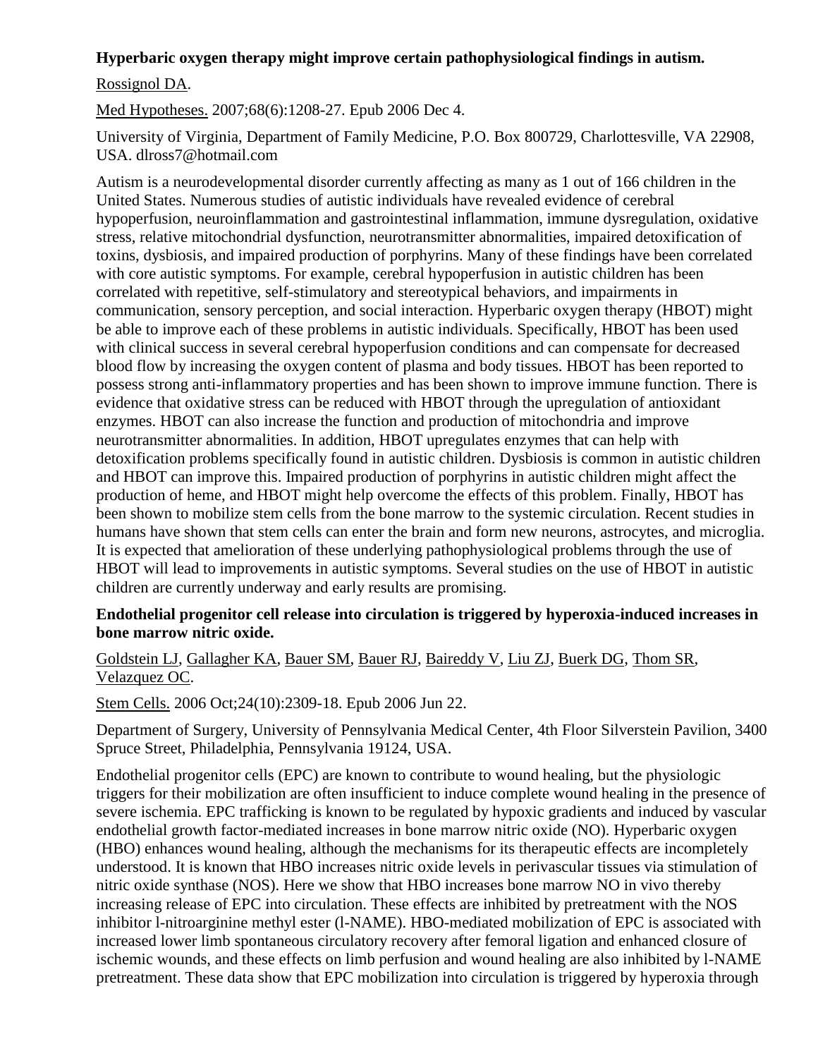**Hyperbaric oxygen therapy might improve certain pathophysiological findings in autism.**

Rossignol DA.

Med Hypotheses. 2007;68(6):1208-27. Epub 2006 Dec 4.

University of Virginia, Department of Family Medicine, P.O. Box 800729, Charlottesville, VA 22908, USA. dlross7@hotmail.com

Autism is a neurodevelopmental disorder currently affecting as many as 1 out of 166 children in the United States. Numerous studies of autistic individuals have revealed evidence of cerebral hypoperfusion, neuroinflammation and gastrointestinal inflammation, immune dysregulation, oxidative stress, relative mitochondrial dysfunction, neurotransmitter abnormalities, impaired detoxification of toxins, dysbiosis, and impaired production of porphyrins. Many of these findings have been correlated with core autistic symptoms. For example, cerebral hypoperfusion in autistic children has been correlated with repetitive, self-stimulatory and stereotypical behaviors, and impairments in communication, sensory perception, and social interaction. Hyperbaric oxygen therapy (HBOT) might be able to improve each of these problems in autistic individuals. Specifically, HBOT has been used with clinical success in several cerebral hypoperfusion conditions and can compensate for decreased blood flow by increasing the oxygen content of plasma and body tissues. HBOT has been reported to possess strong anti-inflammatory properties and has been shown to improve immune function. There is evidence that oxidative stress can be reduced with HBOT through the upregulation of antioxidant enzymes. HBOT can also increase the function and production of mitochondria and improve neurotransmitter abnormalities. In addition, HBOT upregulates enzymes that can help with detoxification problems specifically found in autistic children. Dysbiosis is common in autistic children and HBOT can improve this. Impaired production of porphyrins in autistic children might affect the production of heme, and HBOT might help overcome the effects of this problem. Finally, HBOT has been shown to mobilize stem cells from the bone marrow to the systemic circulation. Recent studies in humans have shown that stem cells can enter the brain and form new neurons, astrocytes, and microglia. It is expected that amelioration of these underlying pathophysiological problems through the use of HBOT will lead to improvements in autistic symptoms. Several studies on the use of HBOT in autistic children are currently underway and early results are promising.

**Endothelial progenitor cell release into circulation is triggered by hyperoxia-induced increases in bone marrow nitric oxide.**

Goldstein LJ, Gallagher KA, Bauer SM, Bauer RJ, Baireddy V, Liu ZJ, Buerk DG, Thom SR, Velazquez OC.

Stem Cells. 2006 Oct;24(10):2309-18. Epub 2006 Jun 22.

Department of Surgery, University of Pennsylvania Medical Center, 4th Floor Silverstein Pavilion, 3400 Spruce Street, Philadelphia, Pennsylvania 19124, USA.

Endothelial progenitor cells (EPC) are known to contribute to wound healing, but the physiologic triggers for their mobilization are often insufficient to induce complete wound healing in the presence of severe ischemia. EPC trafficking is known to be regulated by hypoxic gradients and induced by vascular endothelial growth factor-mediated increases in bone marrow nitric oxide (NO). Hyperbaric oxygen (HBO) enhances wound healing, although the mechanisms for its therapeutic effects are incompletely understood. It is known that HBO increases nitric oxide levels in perivascular tissues via stimulation of nitric oxide synthase (NOS). Here we show that HBO increases bone marrow NO in vivo thereby increasing release of EPC into circulation. These effects are inhibited by pretreatment with the NOS inhibitor l-nitroarginine methyl ester (l-NAME). HBO-mediated mobilization of EPC is associated with increased lower limb spontaneous circulatory recovery after femoral ligation and enhanced closure of ischemic wounds, and these effects on limb perfusion and wound healing are also inhibited by l-NAME pretreatment. These data show that EPC mobilization into circulation is triggered by hyperoxia through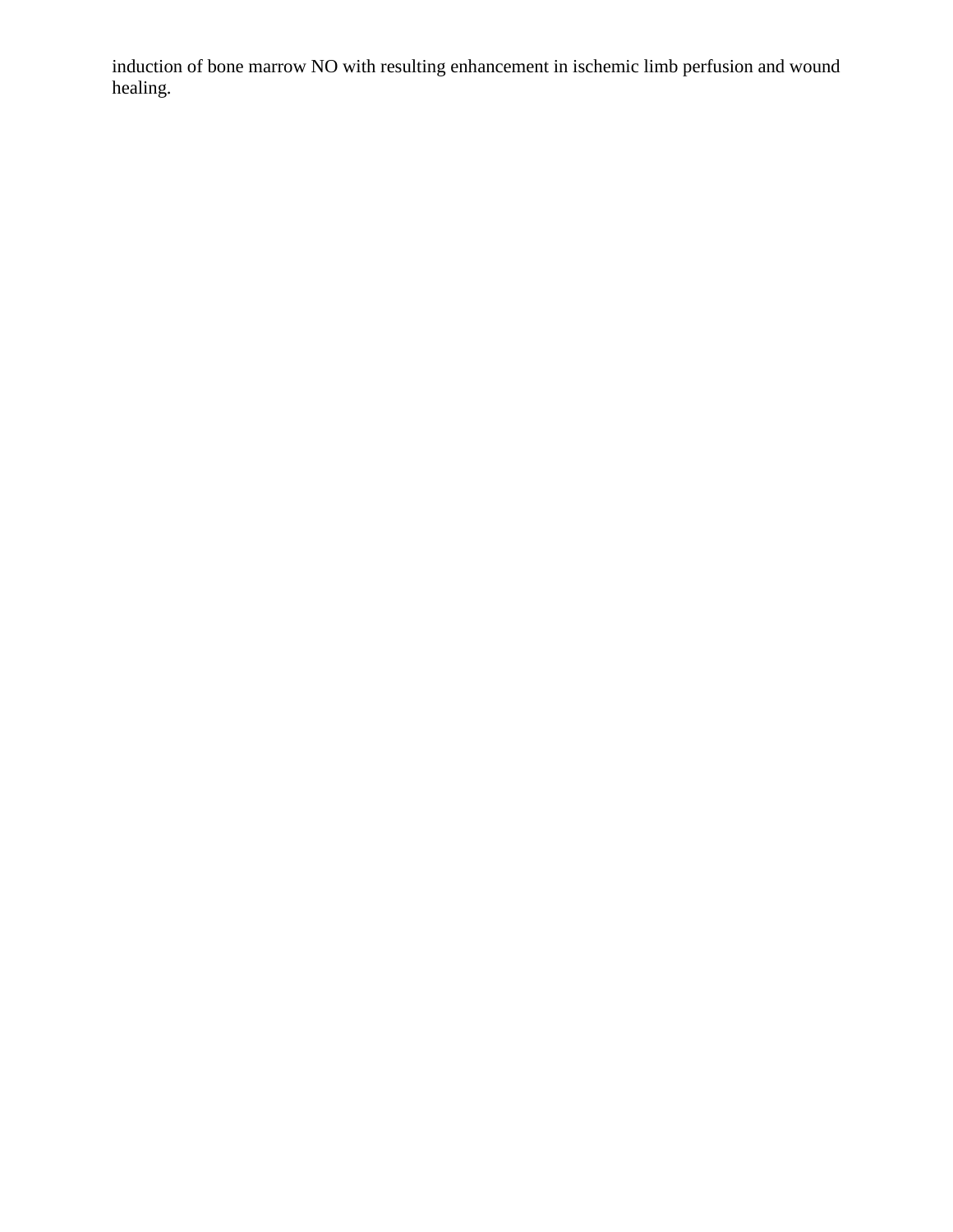induction of bone marrow NO with resulting enhancement in ischemic limb perfusion and wound healing.